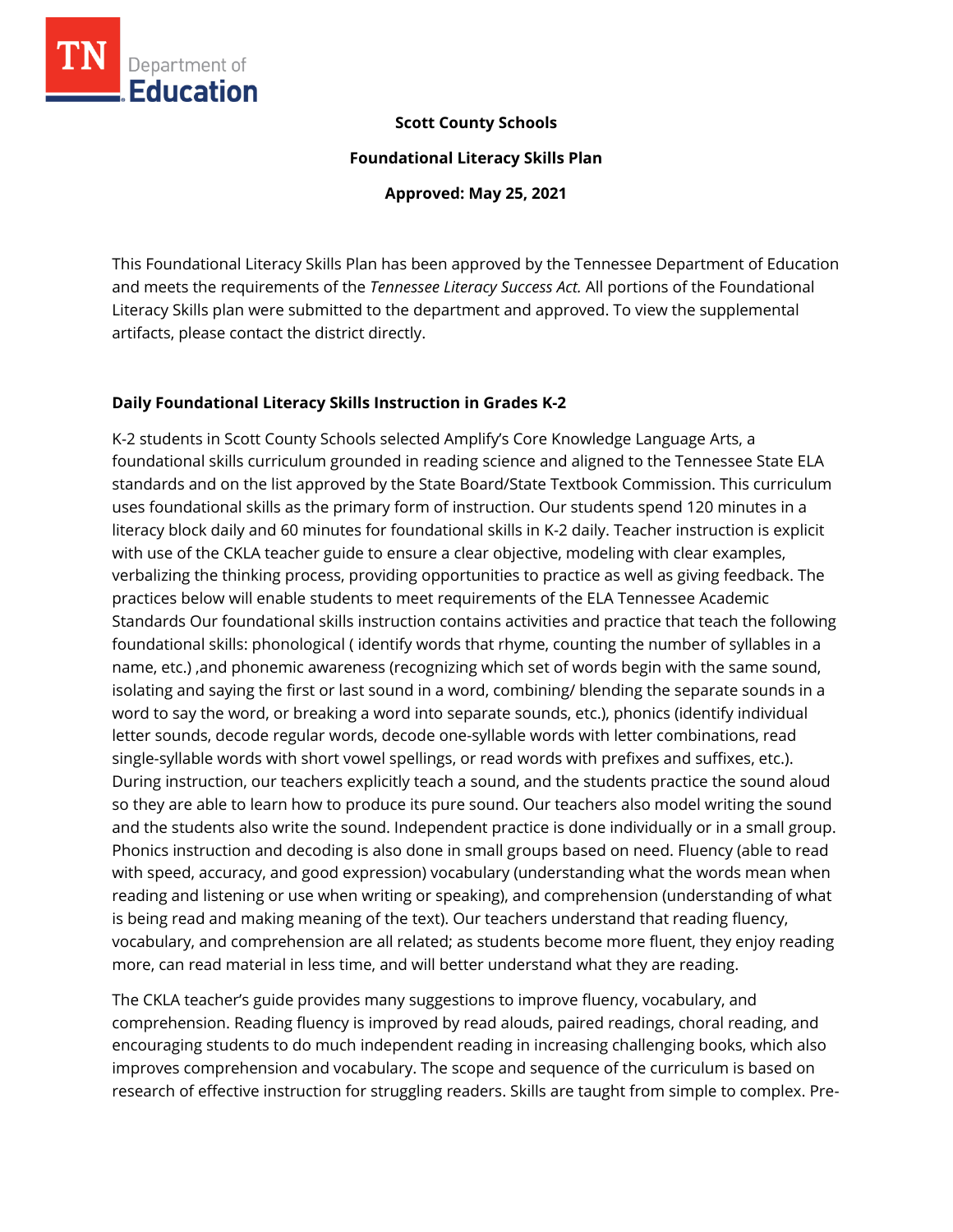**Scott County Schools**

**Foundational Literacy Skills Plan**

**Approved: May 25, 2021**

This Foundational Literacy Skills Plan has been approved by the Tennessee Department of Education and meets the requirements of the *Tennessee Literacy Success Act.* All portions of the Foundational Literacy Skills plan were submitted to the department and approved. To view the supplemental artifacts, please contact the district directly.

## Daily Foundational Literacy Skills Instruction in Grades K-2

K-2 students in Scott County Schools selected Amplify's Core Knowledge Language Arts, a foundational skills curriculum grounded in reading science and aligned to the Tennessee State ELA standards and on the list approved by the State Board/State Textbook Commission. This curriculum uses foundational skills as the primary form of instruction. Our students spend 120 minutes in a literacy block daily and 60 minutes for foundational skills in K-2 daily. Teacher instruction is explicit with use of the CKLA teacher guide to ensure a clear objective, modeling with clear examples, verbalizing the thinking process, providing opportunities to practice as well as giving feedback. The practices below will enable students to meet requirements of the ELA Tennessee Academic Standards Our foundational skills instruction contains activities and practice that teach the following foundational skills: phonological ( identify words that rhyme, counting the number of syllables in a name, etc.) ,and phonemic awareness (recognizing which set of words begin with the same sound, isolating and saying the first or last sound in a word, combining/ blending the separate sounds in a word to say the word, or breaking a word into separate sounds, etc.), phonics (identify individual letter sounds, decode regular words, decode one-syllable words with letter combinations, read single-syllable words with short vowel spellings, or read words with prefixes and suffixes, etc.). During instruction, our teachers explicitly teach a sound, and the students practice the sound aloud so they are able to learn how to produce its pure sound. Our teachers also model writing the sound and the students also write the sound. Independent practice is done individually or in a small group. Phonics instruction and decoding is also done in small groups based on need. Fluency (able to read with speed, accuracy, and good expression) vocabulary (understanding what the words mean when reading and listening or use when writing or speaking), and comprehension (understanding of what is being read and making meaning of the text). Our teachers understand that reading fluency, vocabulary, and comprehension are all related; as students become more fluent, they enjoy reading more, can read material in less time, and will better understand what they are reading.

The CKLA teacher's guide provides many suggestions to improve fluency, vocabulary, and comprehension. Reading fluency is improved by read alouds, paired readings, choral reading, and encouraging students to do much independent reading in increasing challenging books, which also improves comprehension and vocabulary. The scope and sequence of the curriculum is based on research of effective instruction for struggling readers. Skills are taught from simple to complex. Pre-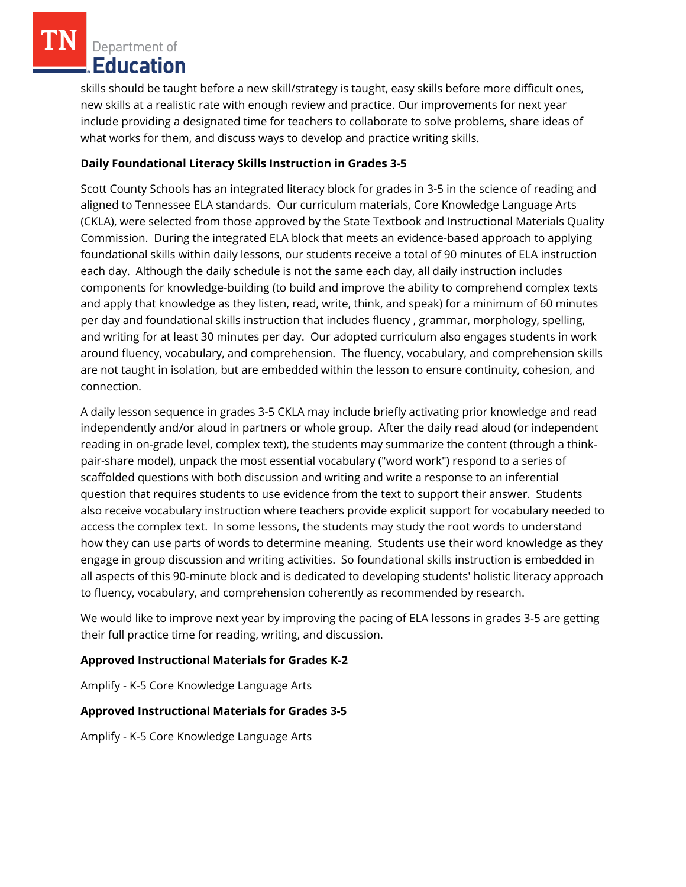skills should be taught before a new skill/strategy is taught, easy skills before more difficult ones, new skills at a realistic rate with enough review and practice. Our improvements for next year include providing a designated time for teachers to collaborate to solve problems, share ideas of what works for them, and discuss ways to develop and practice writing skills.

**Daily Foundational Literacy Skills Instruction in Grades 3-5**

Scott County Schools has an integrated literacy block for grades in 3-5 in the science of reading and aligned to Tennessee ELA standards. Our curriculum materials, Core Knowledge Language Arts (CKLA), were selected from those approved by the State Textbook and Instructional Materials Quality Commission. During the integrated ELA block that meets an evidence-based approach to applying foundational skills within daily lessons, our students receive a total of 90 minutes of ELA instruction each day. Although the daily schedule is not the same each day, all daily instruction includes components for knowledge-building (to build and improve the ability to comprehend complex texts and apply that knowledge as they listen, read, write, think, and speak) for a minimum of 60 minutes per day and foundational skills instruction that includes fluency , grammar, morphology, spelling, and writing for at least 30 minutes per day. Our adopted curriculum also engages students in work around fluency, vocabulary, and comprehension. The fluency, vocabulary, and comprehension skills are not taught in isolation, but are embedded within the lesson to ensure continuity, cohesion, and connection.

A daily lesson sequence in grades 3-5 CKLA may include briefly activating prior knowledge and read independently and/or aloud in partners or whole group. After the daily read aloud (or independent reading in on-grade level, complex text), the students may summarize the content (through a think-pair-share model), unpack the most essential vocabulary ("word work") respond to a series of scaffolded questions with both discussion and writing and write a response to an inferential question that requires students to use evidence from the text to support their answer. Students also receive vocabulary instruction where teachers provide explicit support for vocabulary needed to access the complex text. In some lessons, the students may study the root words to understand how they can use parts of words to determine meaning. Students use their word knowledge as they engage in group discussion and writing activities. So foundational skills instruction is embedded in all aspects of this 90-minute block and is dedicated to developing students' holistic literacy approach to fluency, vocabulary, and comprehension coherently as recommended by research.

We would like to improve next year by improving the pacing of ELA lessons in grades 3-5 are getting their full practice time for reading, writing, and discussion.

**Approved Instructional Materials for Grades K-2**

Amplify - K-5 Core Knowledge Language Arts

**Approved Instructional Materials for Grades 3-5**

Amplify - K-5 Core Knowledge Language Arts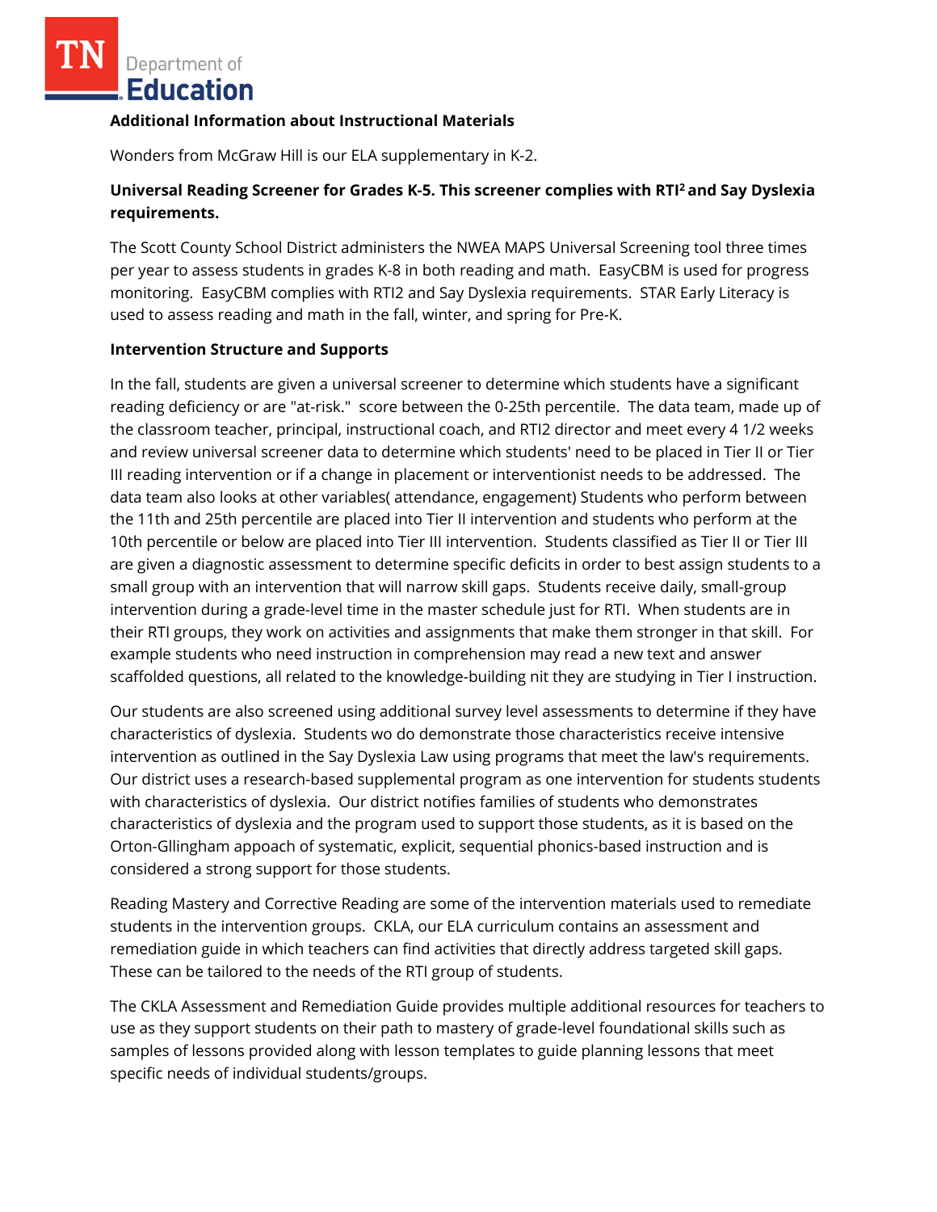**Additional Information about Instructional Materials**

Wonders from McGraw Hill is our ELA supplementary in K-2.

**Universal Reading Screener for Grades K-5. This screener complies with RTI² and Say Dyslexia requirements.**

The Scott County School District administers the NWEA MAPS Universal Screening tool three times per year to assess students in grades K-8 in both reading and math. EasyCBM is used for progress monitoring. EasyCBM complies with RTI2 and Say Dyslexia requirements. STAR Early Literacy is used to assess reading and math in the fall, winter, and spring for Pre-K.

**Intervention Structure and Supports**

In the fall, students are given a universal screener to determine which students have a significant reading deficiency or are "at-risk." score between the 0-25th percentile. The data team, made up of the classroom teacher, principal, instructional coach, and RTI2 director and meet every 4 1/2 weeks and review universal screener data to determine which students' need to be placed in Tier II or Tier III reading intervention or if a change in placement or interventionist needs to be addressed. The data team also looks at other variables( attendance, engagement) Students who perform between the 11th and 25th percentile are placed into Tier II intervention and students who perform at the 10th percentile or below are placed into Tier III intervention. Students classified as Tier II or Tier III are given a diagnostic assessment to determine specific deficits in order to best assign students to a small group with an intervention that will narrow skill gaps. Students receive daily, small-group intervention during a grade-level time in the master schedule just for RTI. When students are in their RTI groups, they work on activities and assignments that make them stronger in that skill. For example students who need instruction in comprehension may read a new text and answer scaffolded questions, all related to the knowledge-building nit they are studying in Tier I instruction.

Our students are also screened using additional survey level assessments to determine if they have characteristics of dyslexia. Students wo do demonstrate those characteristics receive intensive intervention as outlined in the Say Dyslexia Law using programs that meet the law's requirements. Our district uses a research-based supplemental program as one intervention for students students with characteristics of dyslexia. Our district notifies families of students who demonstrates characteristics of dyslexia and the program used to support those students, as it is based on the Orton-Gllingham appoach of systematic, explicit, sequential phonics-based instruction and is considered a strong support for those students.

Reading Mastery and Corrective Reading are some of the intervention materials used to remediate students in the intervention groups. CKLA, our ELA curriculum contains an assessment and remediation guide in which teachers can find activities that directly address targeted skill gaps. These can be tailored to the needs of the RTI group of students.

The CKLA Assessment and Remediation Guide provides multiple additional resources for teachers to use as they support students on their path to mastery of grade-level foundational skills such as samples of lessons provided along with lesson templates to guide planning lessons that meet specific needs of individual students/groups.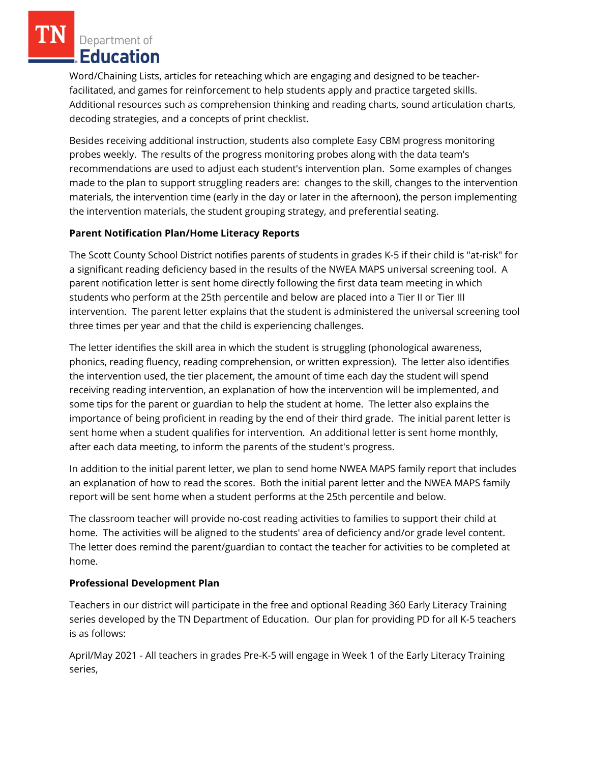Word/Chaining Lists, articles for reteaching which are engaging and designed to be teacher-facilitated, and games for reinforcement to help students apply and practice targeted skills. Additional resources such as comprehension thinking and reading charts, sound articulation charts, decoding strategies, and a concepts of print checklist.

Besides receiving additional instruction, students also complete Easy CBM progress monitoring probes weekly. The results of the progress monitoring probes along with the data team's recommendations are used to adjust each student's intervention plan. Some examples of changes made to the plan to support struggling readers are: changes to the skill, changes to the intervention materials, the intervention time (early in the day or later in the afternoon), the person implementing the intervention materials, the student grouping strategy, and preferential seating.

**Parent Notification Plan/Home Literacy Reports**

The Scott County School District notifies parents of students in grades K-5 if their child is "at-risk" for a significant reading deficiency based in the results of the NWEA MAPS universal screening tool. A parent notification letter is sent home directly following the first data team meeting in which students who perform at the 25th percentile and below are placed into a Tier II or Tier III intervention. The parent letter explains that the student is administered the universal screening tool three times per year and that the child is experiencing challenges.

The letter identifies the skill area in which the student is struggling (phonological awareness, phonics, reading fluency, reading comprehension, or written expression). The letter also identifies the intervention used, the tier placement, the amount of time each day the student will spend receiving reading intervention, an explanation of how the intervention will be implemented, and some tips for the parent or guardian to help the student at home. The letter also explains the importance of being proficient in reading by the end of their third grade. The initial parent letter is sent home when a student qualifies for intervention. An additional letter is sent home monthly, after each data meeting, to inform the parents of the student's progress.

In addition to the initial parent letter, we plan to send home NWEA MAPS family report that includes an explanation of how to read the scores. Both the initial parent letter and the NWEA MAPS family report will be sent home when a student performs at the 25th percentile and below.

The classroom teacher will provide no-cost reading activities to families to support their child at home. The activities will be aligned to the students' area of deficiency and/or grade level content. The letter does remind the parent/guardian to contact the teacher for activities to be completed at home.

**Professional Development Plan**

Teachers in our district will participate in the free and optional Reading 360 Early Literacy Training series developed by the TN Department of Education. Our plan for providing PD for all K-5 teachers is as follows:

April/May 2021 - All teachers in grades Pre-K-5 will engage in Week 1 of the Early Literacy Training series,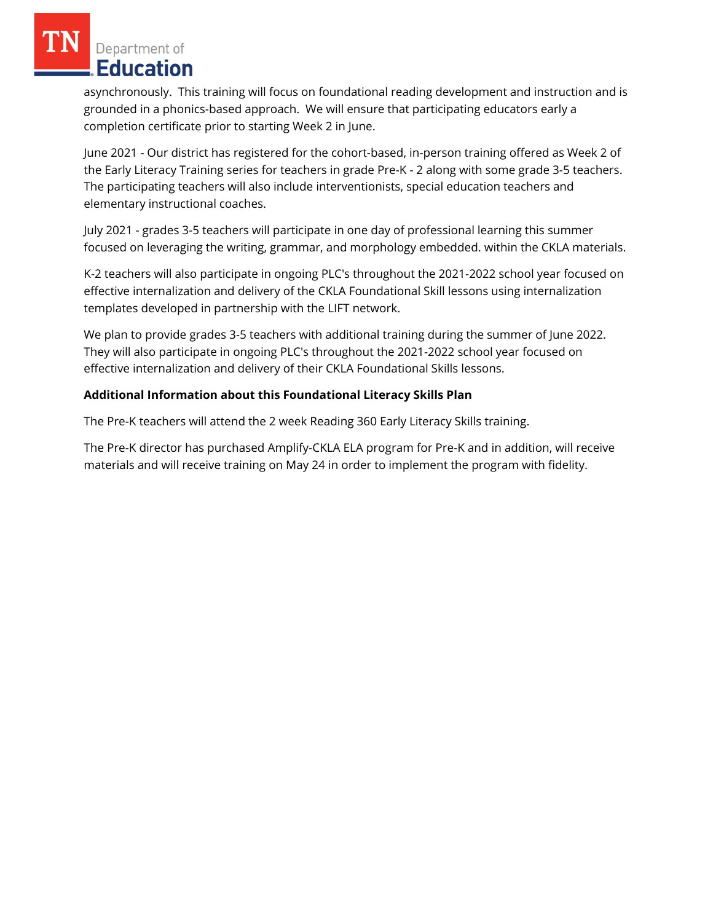asynchronously. This training will focus on foundational reading development and instruction and is grounded in a phonics-based approach. We will ensure that participating educators early a completion certificate prior to starting Week 2 in June.

June 2021 - Our district has registered for the cohort-based, in-person training offered as Week 2 of the Early Literacy Training series for teachers in grade Pre-K - 2 along with some grade 3-5 teachers. The participating teachers will also include interventionists, special education teachers and elementary instructional coaches.

July 2021 - grades 3-5 teachers will participate in one day of professional learning this summer focused on leveraging the writing, grammar, and morphology embedded. within the CKLA materials.

K-2 teachers will also participate in ongoing PLC's throughout the 2021-2022 school year focused on effective internalization and delivery of the CKLA Foundational Skill lessons using internalization templates developed in partnership with the LIFT network.

We plan to provide grades 3-5 teachers with additional training during the summer of June 2022. They will also participate in ongoing PLC's throughout the 2021-2022 school year focused on effective internalization and delivery of their CKLA Foundational Skills lessons.

**Additional Information about this Foundational Literacy Skills Plan**

The Pre-K teachers will attend the 2 week Reading 360 Early Literacy Skills training.

The Pre-K director has purchased Amplify-CKLA ELA program for Pre-K and in addition, will receive materials and will receive training on May 24 in order to implement the program with fidelity.